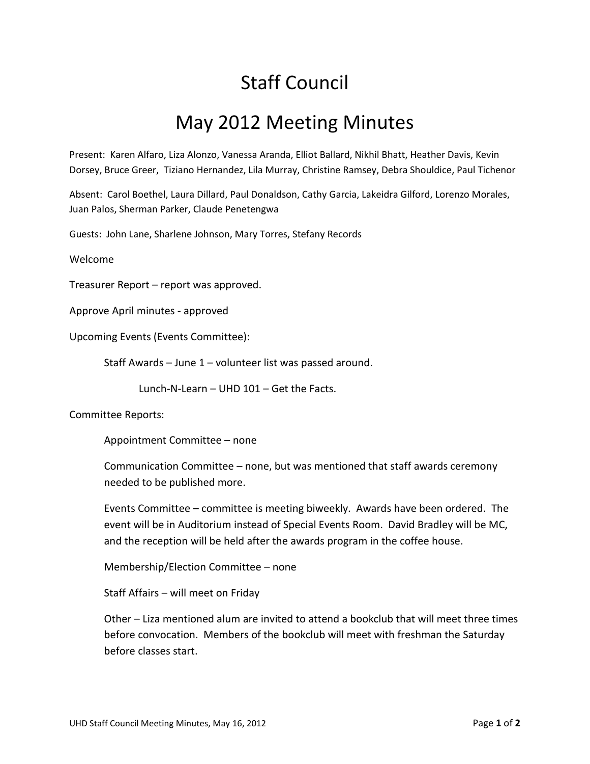# Staff Council

## May 2012 Meeting Minutes

Present: Karen Alfaro, Liza Alonzo, Vanessa Aranda, Elliot Ballard, Nikhil Bhatt, Heather Davis, Kevin Dorsey, Bruce Greer, Tiziano Hernandez, Lila Murray, Christine Ramsey, Debra Shouldice, Paul Tichenor

Absent: Carol Boethel, Laura Dillard, Paul Donaldson, Cathy Garcia, Lakeidra Gilford, Lorenzo Morales, Juan Palos, Sherman Parker, Claude Penetengwa

Guests: John Lane, Sharlene Johnson, Mary Torres, Stefany Records

Welcome

Treasurer Report – report was approved.

Approve April minutes - approved

Upcoming Events (Events Committee):

Staff Awards – June 1 – volunteer list was passed around.

Lunch-N-Learn – UHD 101 – Get the Facts.

Committee Reports:

Appointment Committee – none

Communication Committee – none, but was mentioned that staff awards ceremony needed to be published more.

Events Committee – committee is meeting biweekly. Awards have been ordered. The event will be in Auditorium instead of Special Events Room. David Bradley will be MC, and the reception will be held after the awards program in the coffee house.

Membership/Election Committee – none

Staff Affairs – will meet on Friday

Other – Liza mentioned alum are invited to attend a bookclub that will meet three times before convocation. Members of the bookclub will meet with freshman the Saturday before classes start.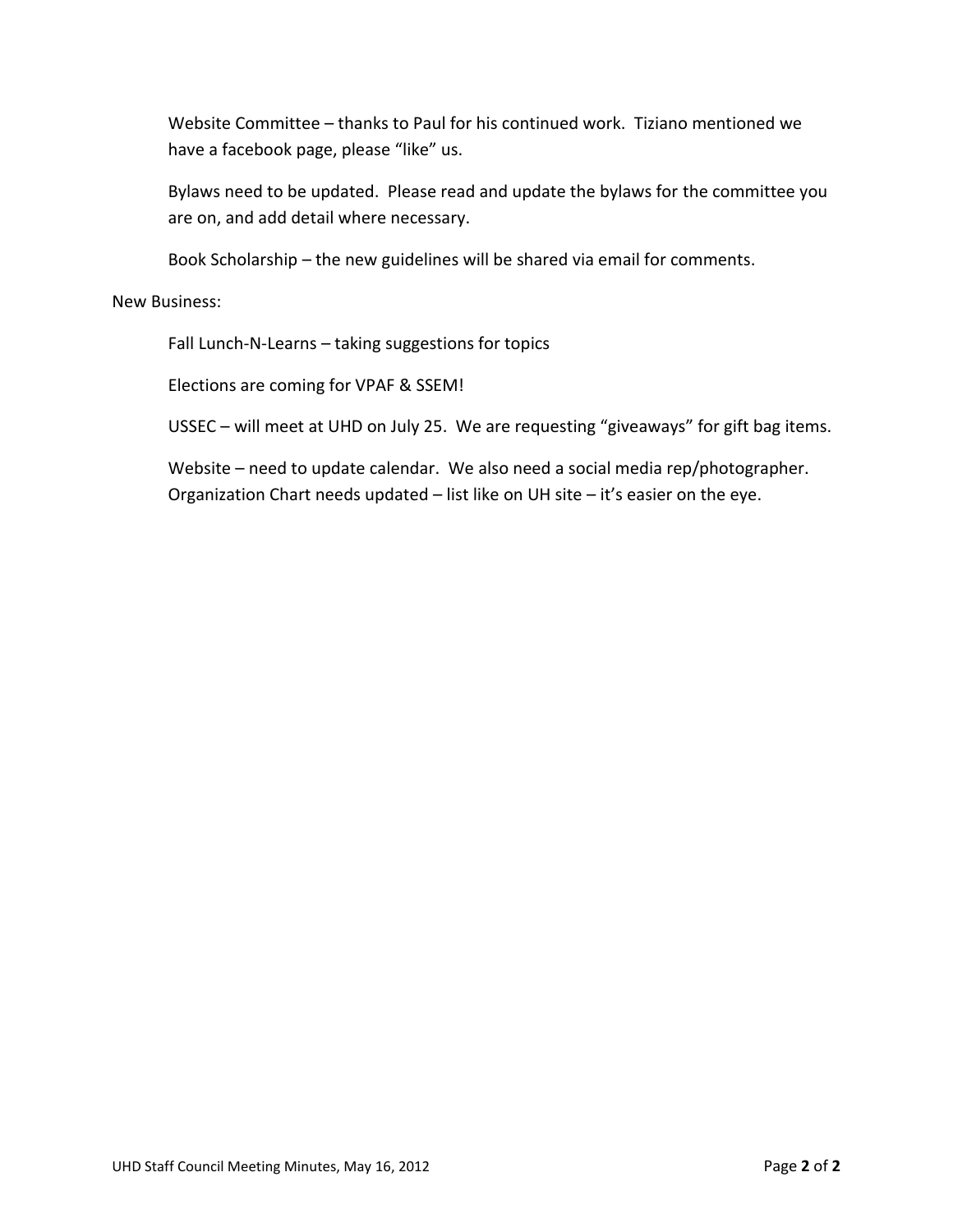Website Committee – thanks to Paul for his continued work. Tiziano mentioned we have a facebook page, please "like" us.

Bylaws need to be updated. Please read and update the bylaws for the committee you are on, and add detail where necessary.

Book Scholarship – the new guidelines will be shared via email for comments.

New Business:

Fall Lunch-N-Learns – taking suggestions for topics

Elections are coming for VPAF & SSEM!

USSEC – will meet at UHD on July 25. We are requesting "giveaways" for gift bag items.

Website – need to update calendar. We also need a social media rep/photographer. Organization Chart needs updated – list like on UH site – it's easier on the eye.